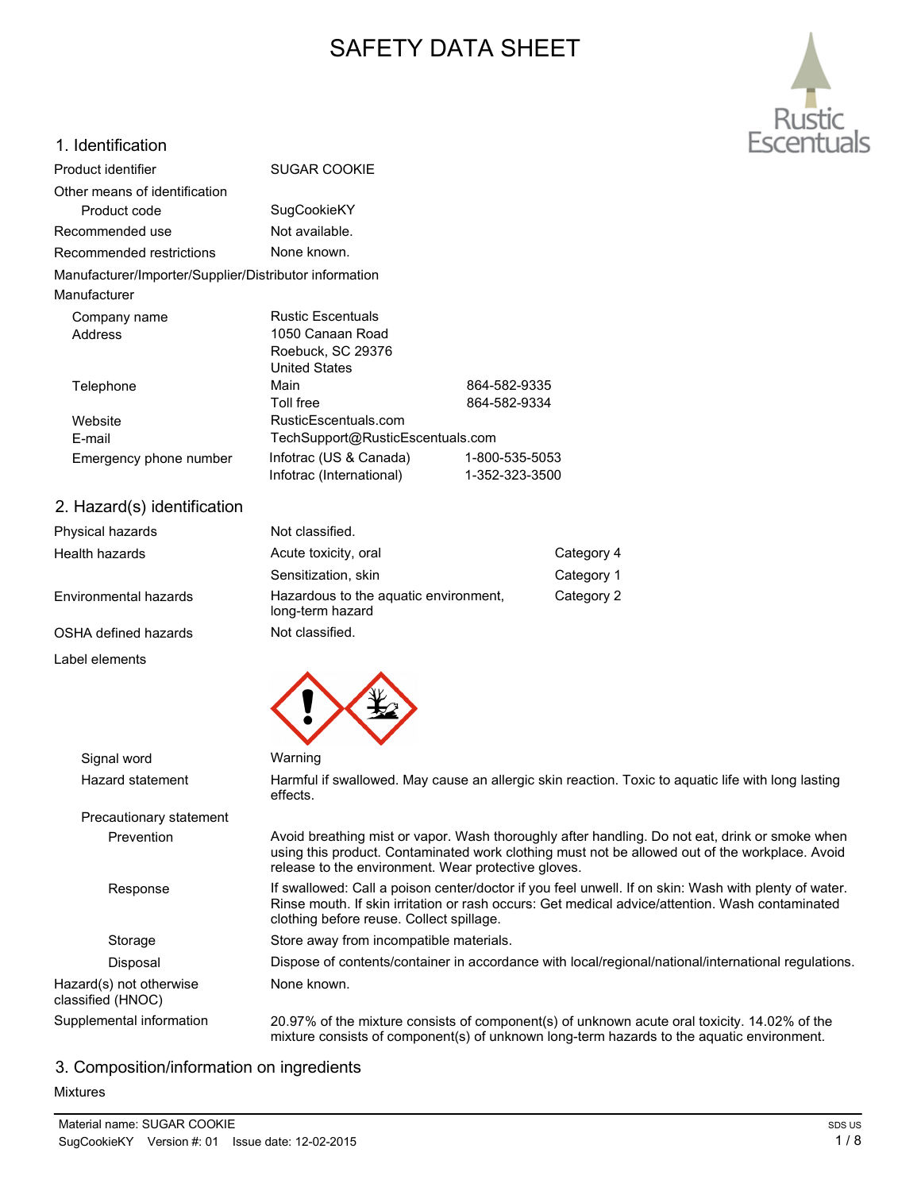# SAFETY DATA SHEET

## 1. Identification

| | | |
|---|---|---|
| Product identifier | SUGAR COOKIE | |
| Other means of identification | | |
| Product code | SugCookieKY | |
| Recommended use | Not available. | |
| Recommended restrictions | None known. | |

Manufacturer/Importer/Supplier/Distributor information

Manufacturer

| | | |
|---|---|---|
| Company name | Rustic Escentuals | |
| Address | 1050 Canaan Road<br>Roebuck, SC 29376<br>United States | |
| Telephone | Main | 864-582-9335 |
| | Toll free | 864-582-9334 |
| Website | RusticEscentuals.com | |
| E-mail | TechSupport@RusticEscentuals.com | |
| Emergency phone number | Infotrac (US & Canada) | 1-800-535-5053 |
| | Infotrac (International) | 1-352-323-3500 |

## 2. Hazard(s) identification

| | | |
|---|---|---|
| Physical hazards | Not classified. | |
| Health hazards | Acute toxicity, oral | Category 4 |
| | Sensitization, skin | Category 1 |
| Environmental hazards | Hazardous to the aquatic environment, long-term hazard | Category 2 |
| OSHA defined hazards | Not classified. | |

**Label elements**

**Signal word**: Warning

**Hazard statement**: Harmful if swallowed. May cause an allergic skin reaction. Toxic to aquatic life with long lasting effects.

**Precautionary statement**

**Prevention**: Avoid breathing mist or vapor. Wash thoroughly after handling. Do not eat, drink or smoke when using this product. Contaminated work clothing must not be allowed out of the workplace. Avoid release to the environment. Wear protective gloves.

**Response**: If swallowed: Call a poison center/doctor if you feel unwell. If on skin: Wash with plenty of water. Rinse mouth. If skin irritation or rash occurs: Get medical advice/attention. Wash contaminated clothing before reuse. Collect spillage.

**Storage**: Store away from incompatible materials.

**Disposal**: Dispose of contents/container in accordance with local/regional/national/international regulations.

**Hazard(s) not otherwise classified (HNOC)**: None known.

**Supplemental information**: 20.97% of the mixture consists of component(s) of unknown acute oral toxicity. 14.02% of the mixture consists of component(s) of unknown long-term hazards to the aquatic environment.

## 3. Composition/information on ingredients

Mixtures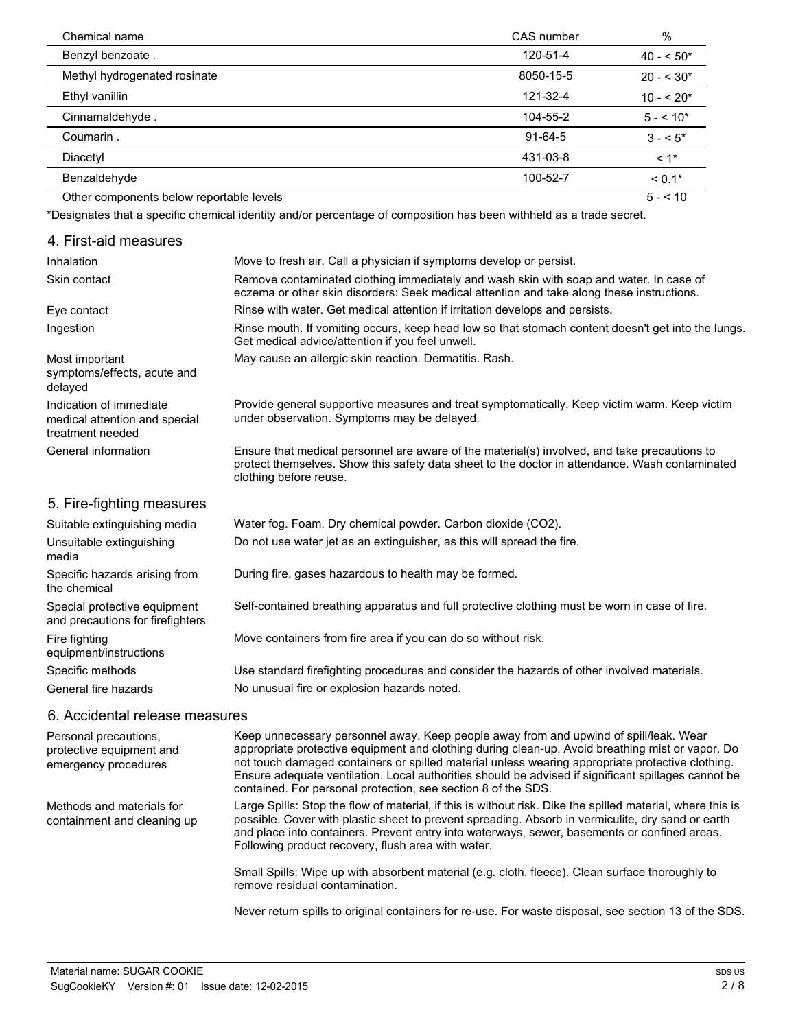| Chemical name | CAS number | % |
|---|---|---|
| Benzyl benzoate . | 120-51-4 | 40 - < 50* |
| Methyl hydrogenated rosinate | 8050-15-5 | 20 - < 30* |
| Ethyl vanillin | 121-32-4 | 10 - < 20* |
| Cinnamaldehyde . | 104-55-2 | 5 - < 10* |
| Coumarin . | 91-64-5 | 3 - < 5* |
| Diacetyl | 431-03-8 | < 1* |
| Benzaldehyde | 100-52-7 | < 0.1* |
| Other components below reportable levels | | 5 - < 10 |

*Designates that a specific chemical identity and/or percentage of composition has been withheld as a trade secret.

## 4. First-aid measures

| | |
|---|---|
| Inhalation | Move to fresh air. Call a physician if symptoms develop or persist. |
| Skin contact | Remove contaminated clothing immediately and wash skin with soap and water. In case of eczema or other skin disorders: Seek medical attention and take along these instructions. |
| Eye contact | Rinse with water. Get medical attention if irritation develops and persists. |
| Ingestion | Rinse mouth. If vomiting occurs, keep head low so that stomach content doesn't get into the lungs. Get medical advice/attention if you feel unwell. |
| Most important symptoms/effects, acute and delayed | May cause an allergic skin reaction. Dermatitis. Rash. |
| Indication of immediate medical attention and special treatment needed | Provide general supportive measures and treat symptomatically. Keep victim warm. Keep victim under observation. Symptoms may be delayed. |
| General information | Ensure that medical personnel are aware of the material(s) involved, and take precautions to protect themselves. Show this safety data sheet to the doctor in attendance. Wash contaminated clothing before reuse. |

## 5. Fire-fighting measures

| | |
|---|---|
| Suitable extinguishing media | Water fog. Foam. Dry chemical powder. Carbon dioxide ($CO_2$). |
| Unsuitable extinguishing media | Do not use water jet as an extinguisher, as this will spread the fire. |
| Specific hazards arising from the chemical | During fire, gases hazardous to health may be formed. |
| Special protective equipment and precautions for firefighters | Self-contained breathing apparatus and full protective clothing must be worn in case of fire. |
| Fire fighting equipment/instructions | Move containers from fire area if you can do so without risk. |
| Specific methods | Use standard firefighting procedures and consider the hazards of other involved materials. |
| General fire hazards | No unusual fire or explosion hazards noted. |

## 6. Accidental release measures

| | |
|---|---|
| Personal precautions, protective equipment and emergency procedures | Keep unnecessary personnel away. Keep people away from and upwind of spill/leak. Wear appropriate protective equipment and clothing during clean-up. Avoid breathing mist or vapor. Do not touch damaged containers or spilled material unless wearing appropriate protective clothing. Ensure adequate ventilation. Local authorities should be advised if significant spillages cannot be contained. For personal protection, see section 8 of the SDS. |
| Methods and materials for containment and cleaning up | Large Spills: Stop the flow of material, if this is without risk. Dike the spilled material, where this is possible. Cover with plastic sheet to prevent spreading. Absorb in vermiculite, dry sand or earth and place into containers. Prevent entry into waterways, sewer, basements or confined areas. Following product recovery, flush area with water.<br><br>Small Spills: Wipe up with absorbent material (e.g. cloth, fleece). Clean surface thoroughly to remove residual contamination.<br><br>Never return spills to original containers for re-use. For waste disposal, see section 13 of the SDS. |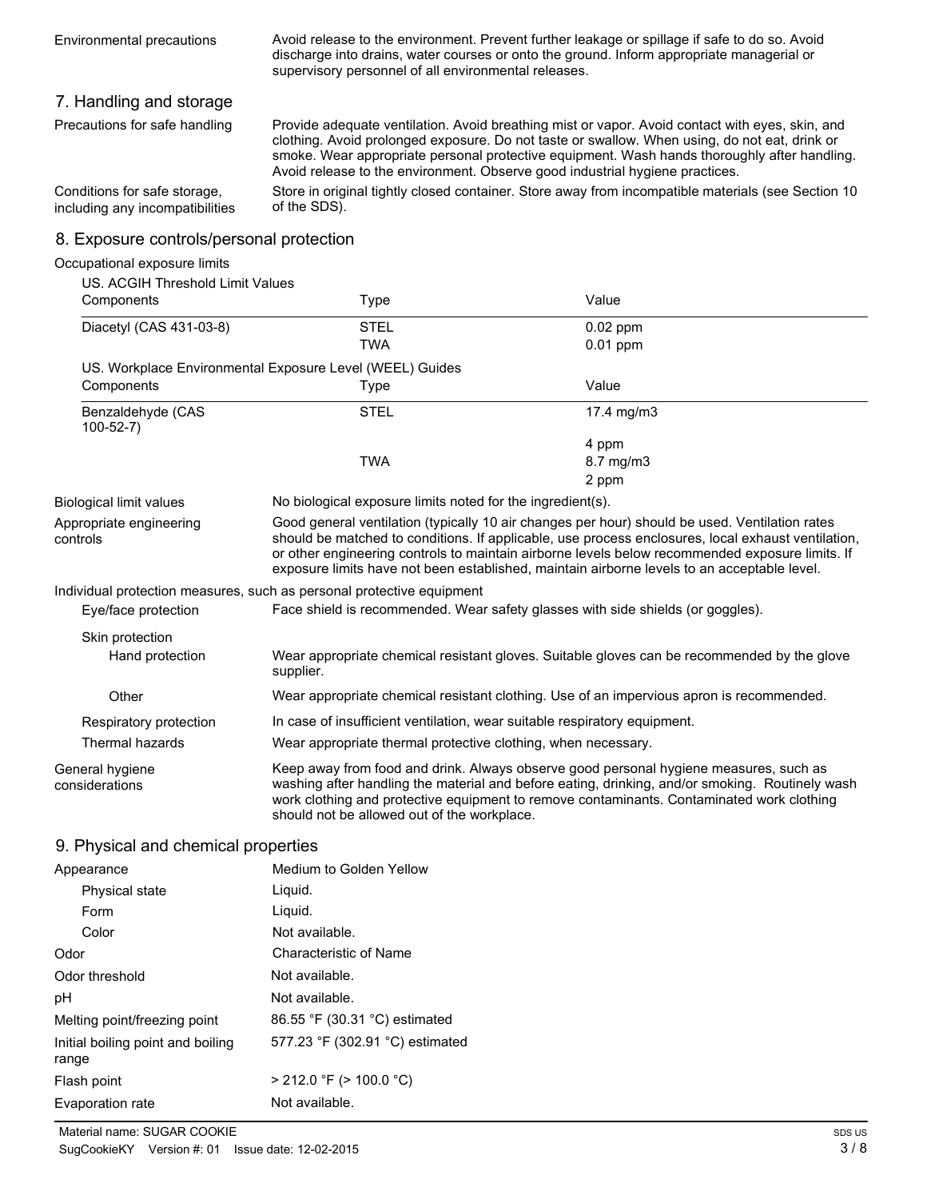| | |
|---|---|
| Environmental precautions | Avoid release to the environment. Prevent further leakage or spillage if safe to do so. Avoid discharge into drains, water courses or onto the ground. Inform appropriate managerial or supervisory personnel of all environmental releases. |

## 7. Handling and storage

| | |
|---|---|
| Precautions for safe handling | Provide adequate ventilation. Avoid breathing mist or vapor. Avoid contact with eyes, skin, and clothing. Avoid prolonged exposure. Do not taste or swallow. When using, do not eat, drink or smoke. Wear appropriate personal protective equipment. Wash hands thoroughly after handling. Avoid release to the environment. Observe good industrial hygiene practices. |
| Conditions for safe storage, including any incompatibilities | Store in original tightly closed container. Store away from incompatible materials (see Section 10 of the SDS). |

## 8. Exposure controls/personal protection

Occupational exposure limits

US. ACGIH Threshold Limit Values

| Components | Type | Value |
|---|---|---|
| Diacetyl (CAS 431-03-8) | STEL | 0.02 ppm |
| | TWA | 0.01 ppm |

US. Workplace Environmental Exposure Level (WEEL) Guides

| Components | Type | Value |
|---|---|---|
| Benzaldehyde (CAS 100-52-7) | STEL | 17.4 mg/m3 |
| | | 4 ppm |
| | TWA | 8.7 mg/m3 |
| | | 2 ppm |

| | |
|---|---|
| Biological limit values | No biological exposure limits noted for the ingredient(s). |
| Appropriate engineering controls | Good general ventilation (typically 10 air changes per hour) should be used. Ventilation rates should be matched to conditions. If applicable, use process enclosures, local exhaust ventilation, or other engineering controls to maintain airborne levels below recommended exposure limits. If exposure limits have not been established, maintain airborne levels to an acceptable level. |

Individual protection measures, such as personal protective equipment

| | |
|---|---|
| Eye/face protection | Face shield is recommended. Wear safety glasses with side shields (or goggles). |
| Skin protection | |
| Hand protection | Wear appropriate chemical resistant gloves. Suitable gloves can be recommended by the glove supplier. |
| Other | Wear appropriate chemical resistant clothing. Use of an impervious apron is recommended. |
| Respiratory protection | In case of insufficient ventilation, wear suitable respiratory equipment. |
| Thermal hazards | Wear appropriate thermal protective clothing, when necessary. |
| General hygiene considerations | Keep away from food and drink. Always observe good personal hygiene measures, such as washing after handling the material and before eating, drinking, and/or smoking. Routinely wash work clothing and protective equipment to remove contaminants. Contaminated work clothing should not be allowed out of the workplace. |

## 9. Physical and chemical properties

| | |
|---|---|
| Appearance | Medium to Golden Yellow |
| Physical state | Liquid. |
| Form | Liquid. |
| Color | Not available. |
| Odor | Characteristic of Name |
| Odor threshold | Not available. |
| pH | Not available. |
| Melting point/freezing point | 86.55 °F (30.31 °C) estimated |
| Initial boiling point and boiling range | 577.23 °F (302.91 °C) estimated |
| Flash point | > 212.0 °F (> 100.0 °C) |
| Evaporation rate | Not available. |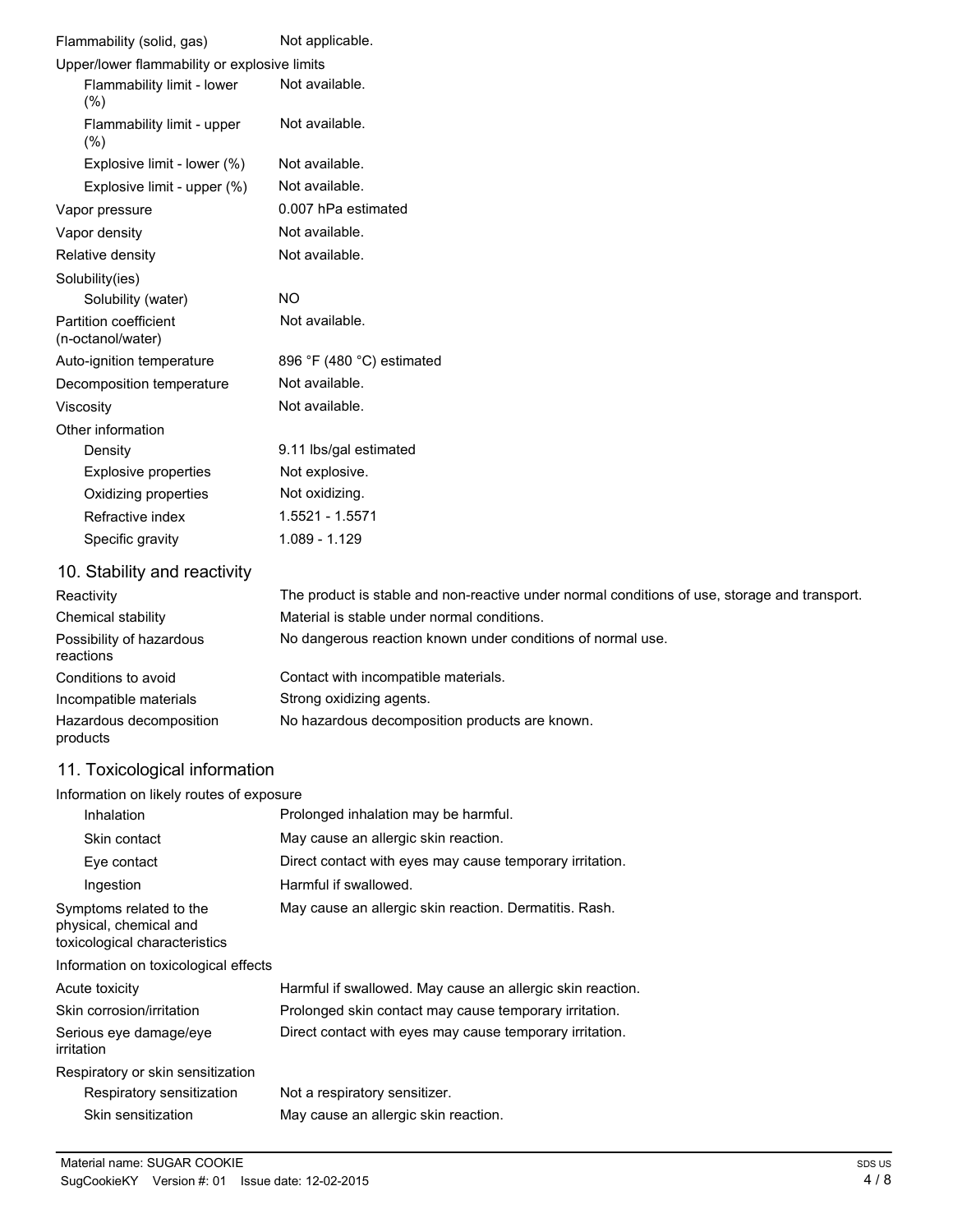| | |
|---|---|
| Flammability (solid, gas) | Not applicable. |
| Upper/lower flammability or explosive limits | |
| Flammability limit - lower (%) | Not available. |
| Flammability limit - upper (%) | Not available. |
| Explosive limit - lower (%) | Not available. |
| Explosive limit - upper (%) | Not available. |
| Vapor pressure | 0.007 hPa estimated |
| Vapor density | Not available. |
| Relative density | Not available. |
| Solubility(ies) | |
| Solubility (water) | NO |
| Partition coefficient (n-octanol/water) | Not available. |
| Auto-ignition temperature | 896 °F (480 °C) estimated |
| Decomposition temperature | Not available. |
| Viscosity | Not available. |
| Other information | |
| Density | 9.11 lbs/gal estimated |
| Explosive properties | Not explosive. |
| Oxidizing properties | Not oxidizing. |
| Refractive index | 1.5521 - 1.5571 |
| Specific gravity | 1.089 - 1.129 |

## 10. Stability and reactivity

| | |
|---|---|
| Reactivity | The product is stable and non-reactive under normal conditions of use, storage and transport. |
| Chemical stability | Material is stable under normal conditions. |
| Possibility of hazardous reactions | No dangerous reaction known under conditions of normal use. |
| Conditions to avoid | Contact with incompatible materials. |
| Incompatible materials | Strong oxidizing agents. |
| Hazardous decomposition products | No hazardous decomposition products are known. |

## 11. Toxicological information

| | |
|---|---|
| Information on likely routes of exposure | |
| Inhalation | Prolonged inhalation may be harmful. |
| Skin contact | May cause an allergic skin reaction. |
| Eye contact | Direct contact with eyes may cause temporary irritation. |
| Ingestion | Harmful if swallowed. |
| Symptoms related to the physical, chemical and toxicological characteristics | May cause an allergic skin reaction. Dermatitis. Rash. |
| Information on toxicological effects | |
| Acute toxicity | Harmful if swallowed. May cause an allergic skin reaction. |
| Skin corrosion/irritation | Prolonged skin contact may cause temporary irritation. |
| Serious eye damage/eye irritation | Direct contact with eyes may cause temporary irritation. |
| Respiratory or skin sensitization | |
| Respiratory sensitization | Not a respiratory sensitizer. |
| Skin sensitization | May cause an allergic skin reaction. |

Material name: SUGAR COOKIE
SugCookieKY Version #: 01 Issue date: 12-02-2015
SDS US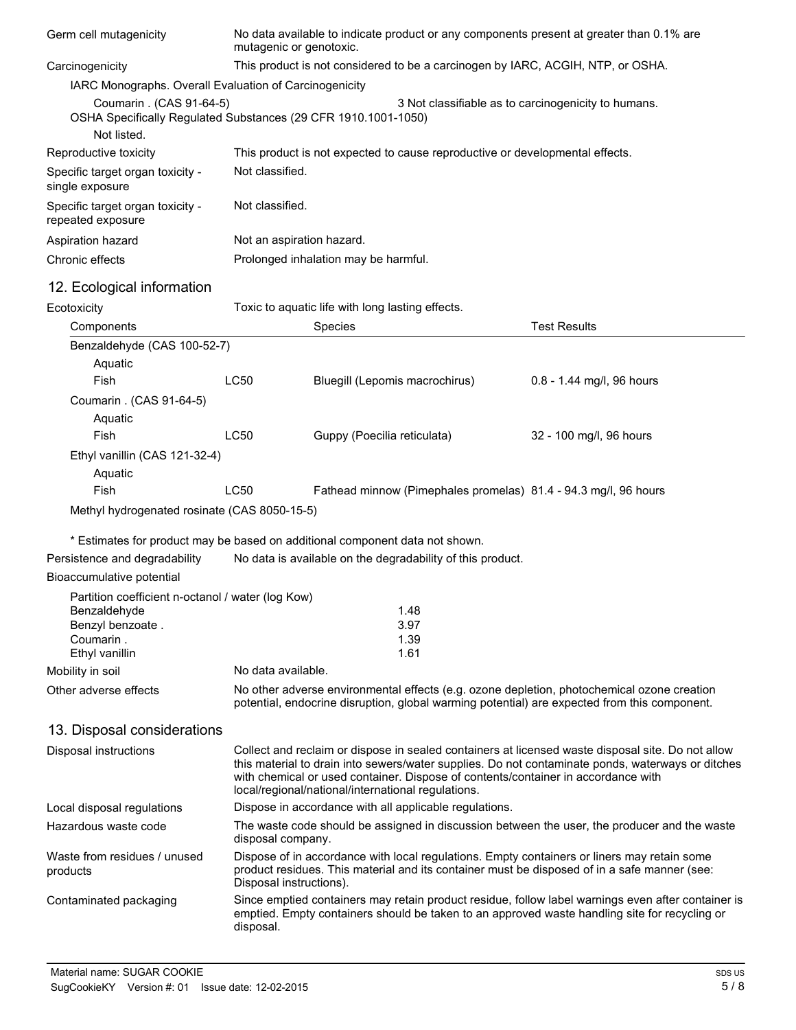| | |
|---|---|
| Germ cell mutagenicity | No data available to indicate product or any components present at greater than 0.1% are mutagenic or genotoxic. |
| Carcinogenicity | This product is not considered to be a carcinogen by IARC, ACGIH, NTP, or OSHA. |

IARC Monographs. Overall Evaluation of Carcinogenicity

| | |
|---|---|
| Coumarin . (CAS 91-64-5) | 3 Not classifiable as to carcinogenicity to humans. |

OSHA Specifically Regulated Substances (29 CFR 1910.1001-1050)

Not listed.

| | |
|---|---|
| Reproductive toxicity | This product is not expected to cause reproductive or developmental effects. |
| Specific target organ toxicity - single exposure | Not classified. |
| Specific target organ toxicity - repeated exposure | Not classified. |
| Aspiration hazard | Not an aspiration hazard. |
| Chronic effects | Prolonged inhalation may be harmful. |

## 12. Ecological information

Ecotoxicity: Toxic to aquatic life with long lasting effects.

| Components | | Species | Test Results |
|---|---|---|---|
| Benzaldehyde (CAS 100-52-7) | | | |
| Aquatic | | | |
| Fish | LC50 | Bluegill (Lepomis macrochirus) | 0.8 - 1.44 mg/l, 96 hours |
| Coumarin . (CAS 91-64-5) | | | |
| Aquatic | | | |
| Fish | LC50 | Guppy (Poecilia reticulata) | 32 - 100 mg/l, 96 hours |
| Ethyl vanillin (CAS 121-32-4) | | | |
| Aquatic | | | |
| Fish | LC50 | Fathead minnow (Pimephales promelas) | 81.4 - 94.3 mg/l, 96 hours |
| Methyl hydrogenated rosinate (CAS 8050-15-5) | | | |

\* Estimates for product may be based on additional component data not shown.

| | |
|---|---|
| Persistence and degradability | No data is available on the degradability of this product. |
| Bioaccumulative potential | |

Partition coefficient n-octanol / water (log Kow)

| | |
|---|---|
| Benzaldehyde | 1.48 |
| Benzyl benzoate . | 3.97 |
| Coumarin . | 1.39 |
| Ethyl vanillin | 1.61 |

| | |
|---|---|
| Mobility in soil | No data available. |
| Other adverse effects | No other adverse environmental effects (e.g. ozone depletion, photochemical ozone creation potential, endocrine disruption, global warming potential) are expected from this component. |

## 13. Disposal considerations

| | |
|---|---|
| Disposal instructions | Collect and reclaim or dispose in sealed containers at licensed waste disposal site. Do not allow this material to drain into sewers/water supplies. Do not contaminate ponds, waterways or ditches with chemical or used container. Dispose of contents/container in accordance with local/regional/national/international regulations. |
| Local disposal regulations | Dispose in accordance with all applicable regulations. |
| Hazardous waste code | The waste code should be assigned in discussion between the user, the producer and the waste disposal company. |
| Waste from residues / unused products | Dispose of in accordance with local regulations. Empty containers or liners may retain some product residues. This material and its container must be disposed of in a safe manner (see: Disposal instructions). |
| Contaminated packaging | Since emptied containers may retain product residue, follow label warnings even after container is emptied. Empty containers should be taken to an approved waste handling site for recycling or disposal. |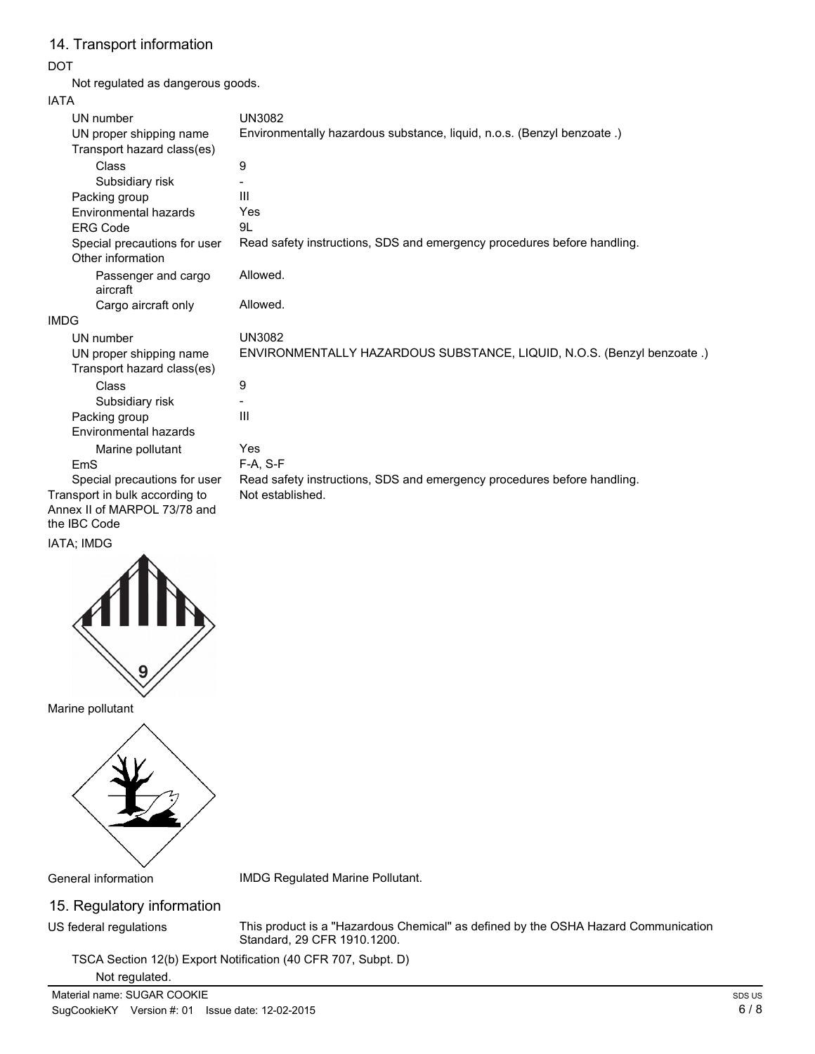## 14. Transport information

**DOT**

Not regulated as dangerous goods.

**IATA**

| | |
|---|---|
| UN number | UN3082 |
| UN proper shipping name | Environmentally hazardous substance, liquid, n.o.s. (Benzyl benzoate .) |
| Transport hazard class(es) | |
| Class | 9 |
| Subsidiary risk | - |
| Packing group | III |
| Environmental hazards | Yes |
| ERG Code | 9L |
| Special precautions for user | Read safety instructions, SDS and emergency procedures before handling. |
| Other information | |
| Passenger and cargo aircraft | Allowed. |
| Cargo aircraft only | Allowed. |

**IMDG**

| | |
|---|---|
| UN number | UN3082 |
| UN proper shipping name | ENVIRONMENTALLY HAZARDOUS SUBSTANCE, LIQUID, N.O.S. (Benzyl benzoate .) |
| Transport hazard class(es) | |
| Class | 9 |
| Subsidiary risk | - |
| Packing group | III |
| Environmental hazards | |
| Marine pollutant | Yes |
| EmS | F-A, S-F |
| Special precautions for user | Read safety instructions, SDS and emergency procedures before handling. |

Transport in bulk according to Annex II of MARPOL 73/78 and the IBC Code: Not established.

IATA; IMDG

Marine pollutant

General information: IMDG Regulated Marine Pollutant.

## 15. Regulatory information

US federal regulations: This product is a "Hazardous Chemical" as defined by the OSHA Hazard Communication Standard, 29 CFR 1910.1200.

TSCA Section 12(b) Export Notification (40 CFR 707, Subpt. D)

Not regulated.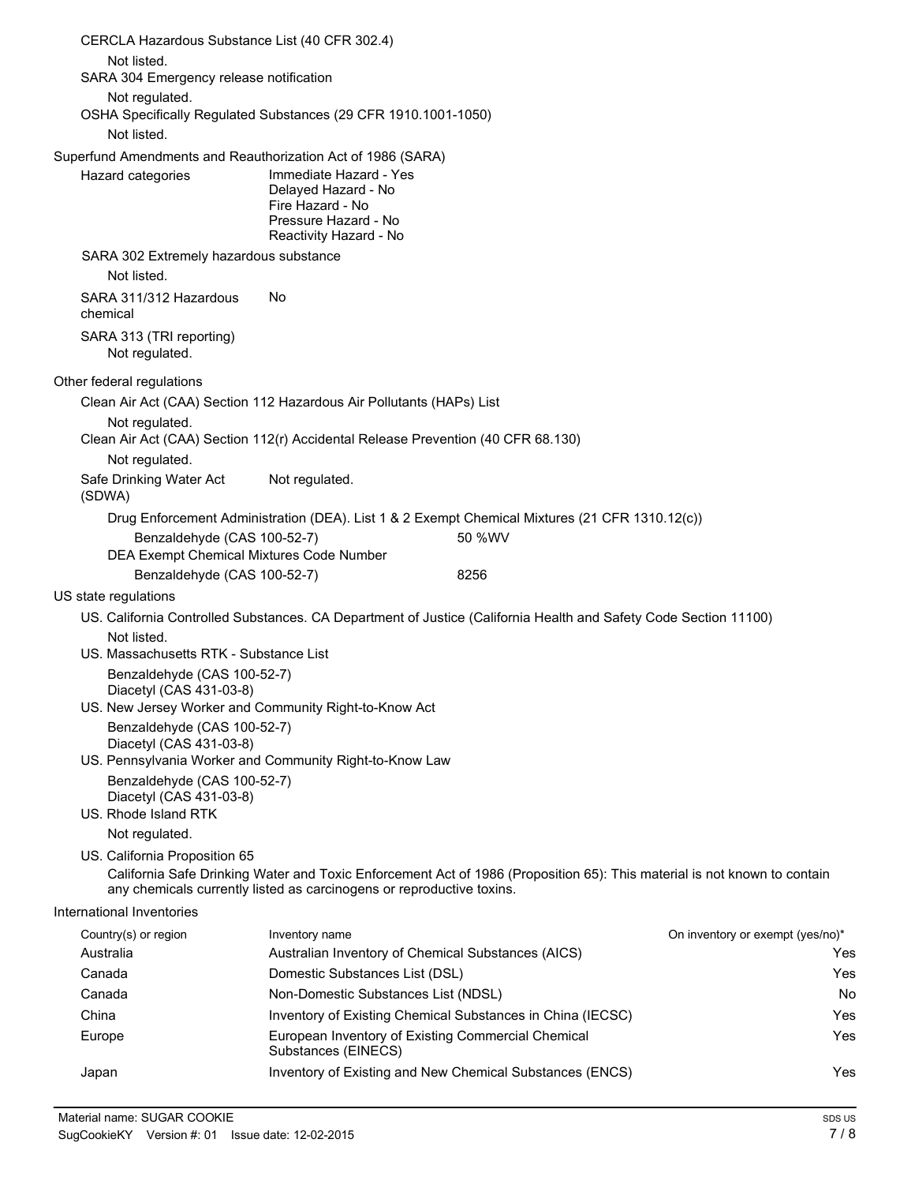CERCLA Hazardous Substance List (40 CFR 302.4)

Not listed.

SARA 304 Emergency release notification

Not regulated.

OSHA Specifically Regulated Substances (29 CFR 1910.1001-1050)

Not listed.

Superfund Amendments and Reauthorization Act of 1986 (SARA)

Hazard categories: Immediate Hazard - Yes
Delayed Hazard - No
Fire Hazard - No
Pressure Hazard - No
Reactivity Hazard - No

SARA 302 Extremely hazardous substance

Not listed.

SARA 311/312 Hazardous chemical: No

SARA 313 (TRI reporting)

Not regulated.

Other federal regulations

Clean Air Act (CAA) Section 112 Hazardous Air Pollutants (HAPs) List

Not regulated.

Clean Air Act (CAA) Section 112(r) Accidental Release Prevention (40 CFR 68.130)

Not regulated.

Safe Drinking Water Act (SDWA): Not regulated.

Drug Enforcement Administration (DEA). List 1 & 2 Exempt Chemical Mixtures (21 CFR 1310.12(c))

Benzaldehyde (CAS 100-52-7) 50 %WV

DEA Exempt Chemical Mixtures Code Number

Benzaldehyde (CAS 100-52-7) 8256

US state regulations

US. California Controlled Substances. CA Department of Justice (California Health and Safety Code Section 11100)

Not listed.

US. Massachusetts RTK - Substance List

Benzaldehyde (CAS 100-52-7)
Diacetyl (CAS 431-03-8)

US. New Jersey Worker and Community Right-to-Know Act

Benzaldehyde (CAS 100-52-7)
Diacetyl (CAS 431-03-8)

US. Pennsylvania Worker and Community Right-to-Know Law

Benzaldehyde (CAS 100-52-7)
Diacetyl (CAS 431-03-8)

US. Rhode Island RTK

Not regulated.

US. California Proposition 65

California Safe Drinking Water and Toxic Enforcement Act of 1986 (Proposition 65): This material is not known to contain any chemicals currently listed as carcinogens or reproductive toxins.

International Inventories

| Country(s) or region | Inventory name | On inventory or exempt (yes/no)* |
|---|---|---|
| Australia | Australian Inventory of Chemical Substances (AICS) | Yes |
| Canada | Domestic Substances List (DSL) | Yes |
| Canada | Non-Domestic Substances List (NDSL) | No |
| China | Inventory of Existing Chemical Substances in China (IECSC) | Yes |
| Europe | European Inventory of Existing Commercial Chemical Substances (EINECS) | Yes |
| Japan | Inventory of Existing and New Chemical Substances (ENCS) | Yes |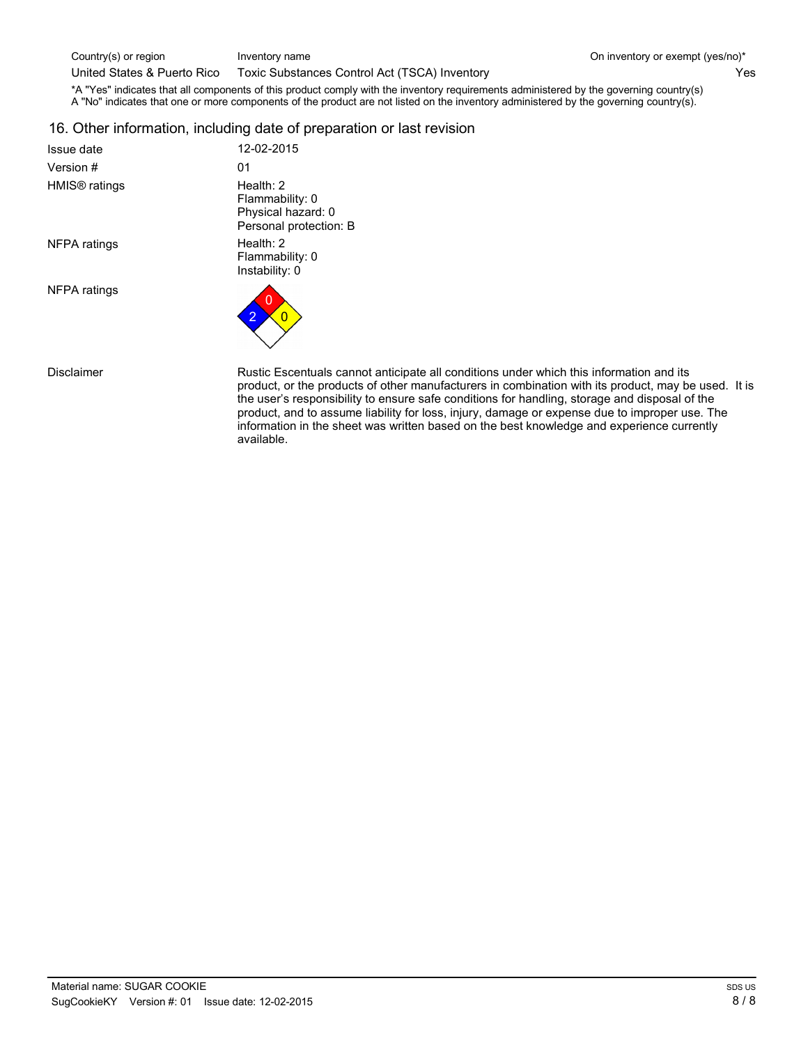| Country(s) or region | Inventory name | On inventory or exempt (yes/no)* |
| --- | --- | --- |
| United States & Puerto Rico | Toxic Substances Control Act (TSCA) Inventory | Yes |

*A "Yes" indicates that all components of this product comply with the inventory requirements administered by the governing country(s)
A "No" indicates that one or more components of the product are not listed on the inventory administered by the governing country(s).

## 16. Other information, including date of preparation or last revision

| | |
| --- | --- |
| Issue date | 12-02-2015 |
| Version # | 01 |
| HMIS® ratings | Health: 2<br>Flammability: 0<br>Physical hazard: 0<br>Personal protection: B |
| NFPA ratings | Health: 2<br>Flammability: 0<br>Instability: 0 |
| NFPA ratings | 0<br>2 0 |
| Disclaimer | Rustic Escentuals cannot anticipate all conditions under which this information and its product, or the products of other manufacturers in combination with its product, may be used. It is the user's responsibility to ensure safe conditions for handling, storage and disposal of the product, and to assume liability for loss, injury, damage or expense due to improper use. The information in the sheet was written based on the best knowledge and experience currently available. |